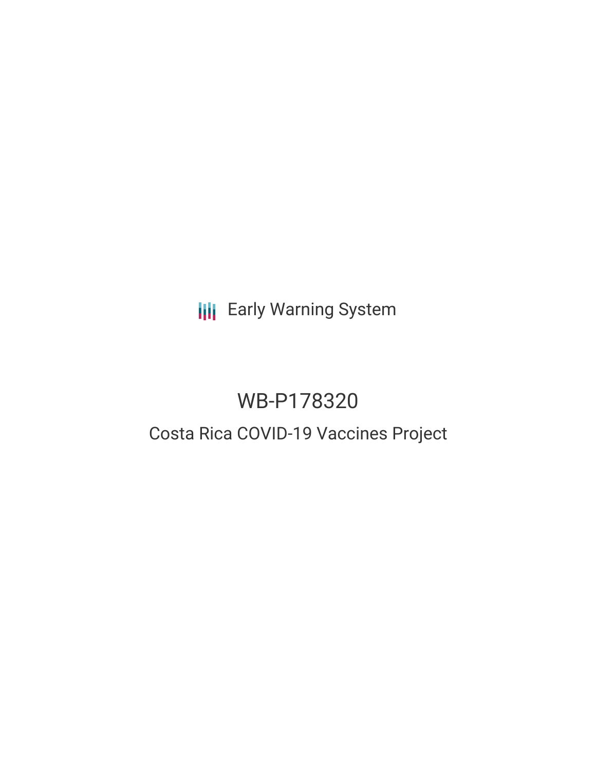Early Warning System

# WB-P178320

## Costa Rica COVID-19 Vaccines Project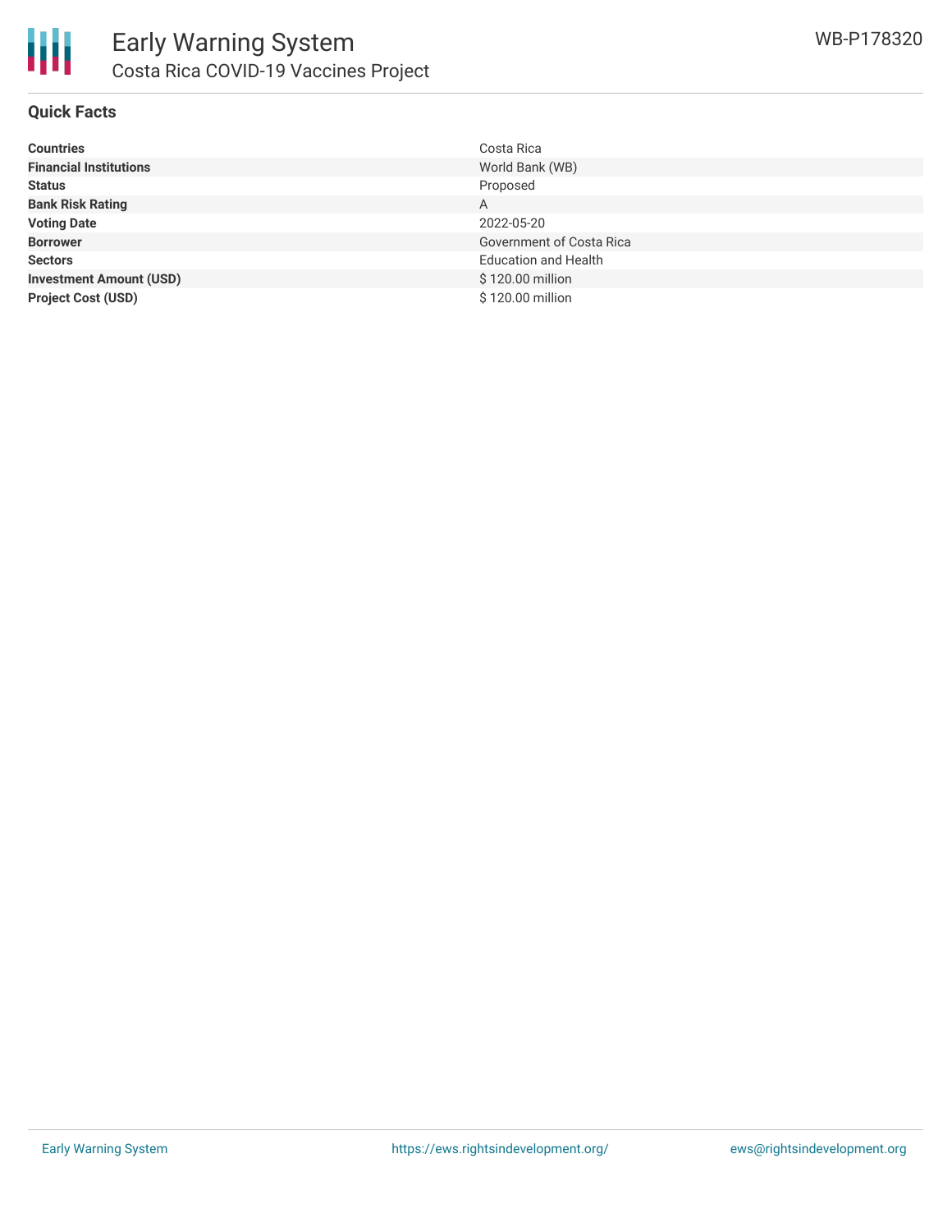## Quick Facts

| | |
|---|---|
| **Countries** | Costa Rica |
| **Financial Institutions** | World Bank (WB) |
| **Status** | Proposed |
| **Bank Risk Rating** | A |
| **Voting Date** | 2022-05-20 |
| **Borrower** | Government of Costa Rica |
| **Sectors** | Education and Health |
| **Investment Amount (USD)** | $ 120.00 million |
| **Project Cost (USD)** | $ 120.00 million |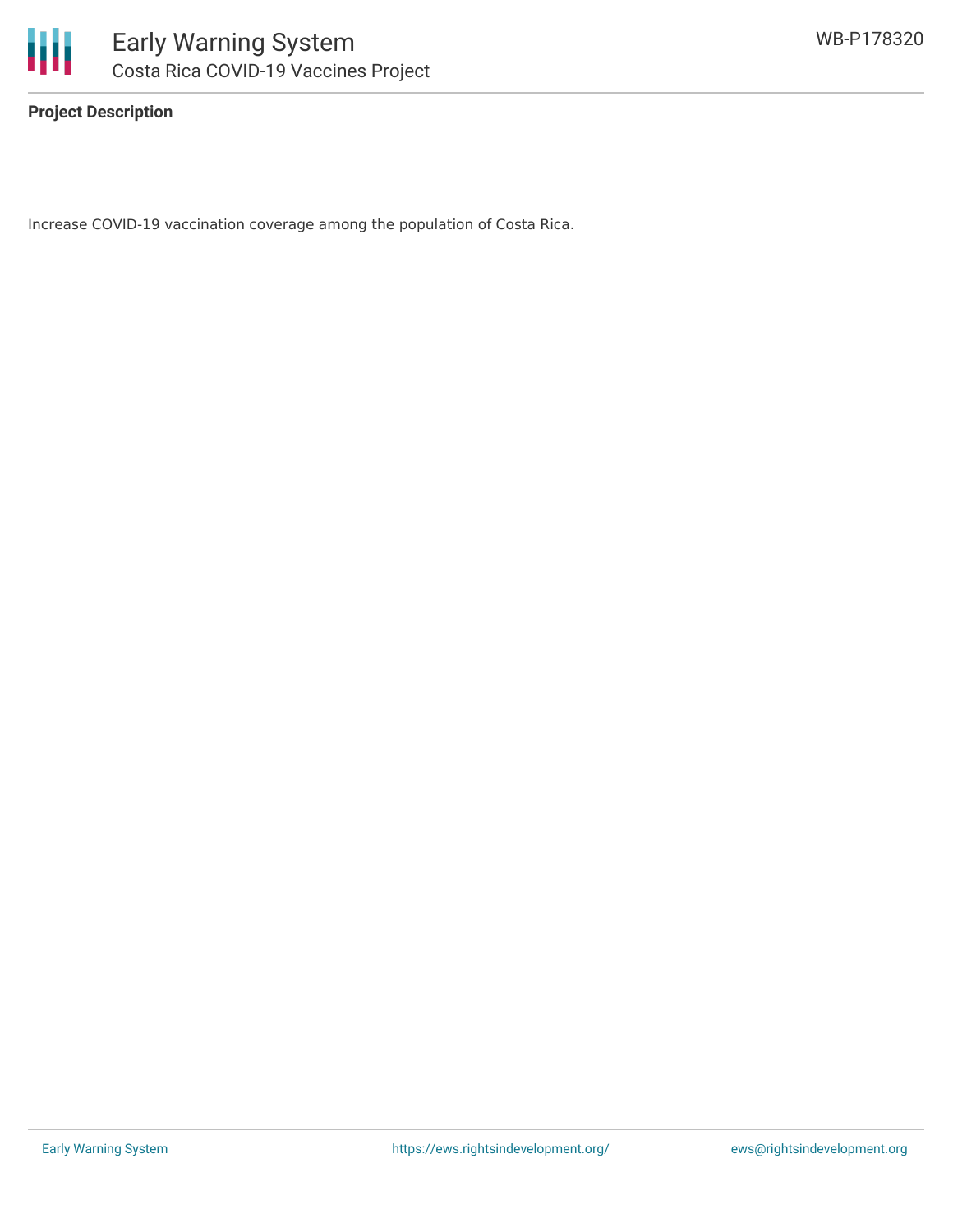**Project Description**

Increase COVID-19 vaccination coverage among the population of Costa Rica.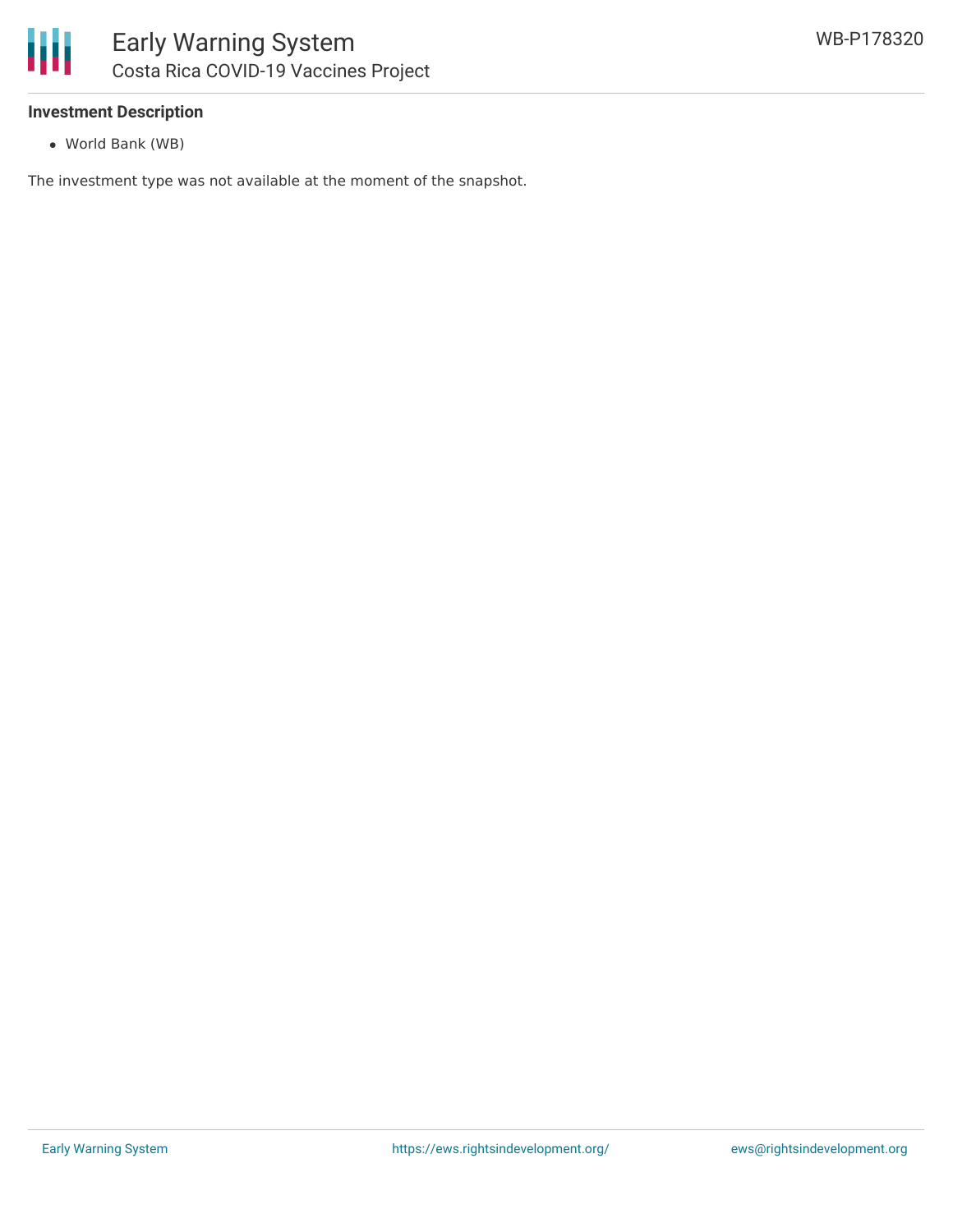**Investment Description**

- World Bank (WB)

The investment type was not available at the moment of the snapshot.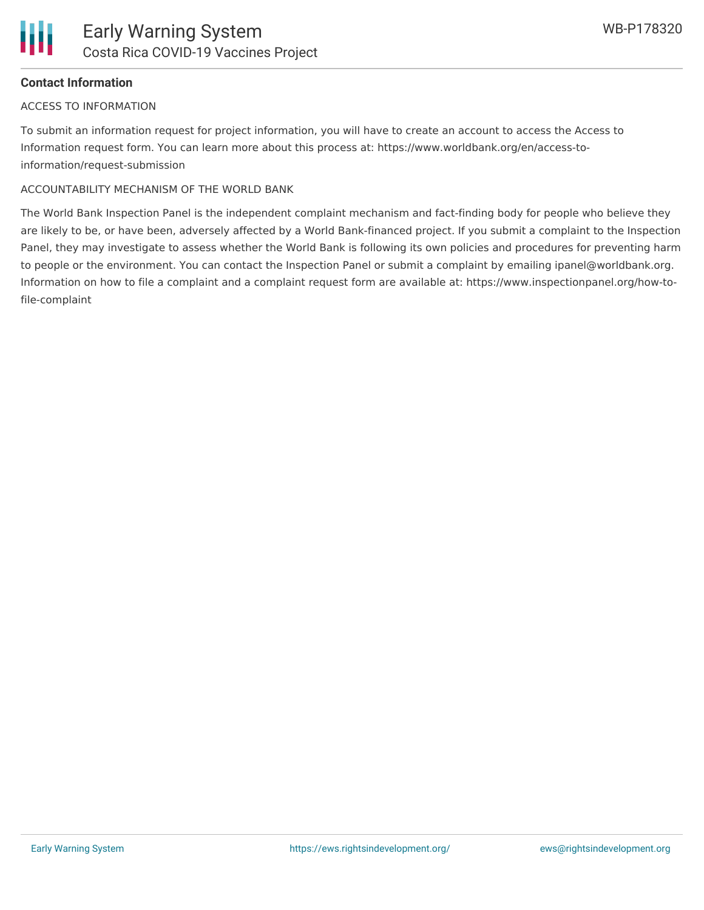**Contact Information**

ACCESS TO INFORMATION

To submit an information request for project information, you will have to create an account to access the Access to Information request form. You can learn more about this process at: https://www.worldbank.org/en/access-to-information/request-submission

ACCOUNTABILITY MECHANISM OF THE WORLD BANK

The World Bank Inspection Panel is the independent complaint mechanism and fact-finding body for people who believe they are likely to be, or have been, adversely affected by a World Bank-financed project. If you submit a complaint to the Inspection Panel, they may investigate to assess whether the World Bank is following its own policies and procedures for preventing harm to people or the environment. You can contact the Inspection Panel or submit a complaint by emailing ipanel@worldbank.org. Information on how to file a complaint and a complaint request form are available at: https://www.inspectionpanel.org/how-to-file-complaint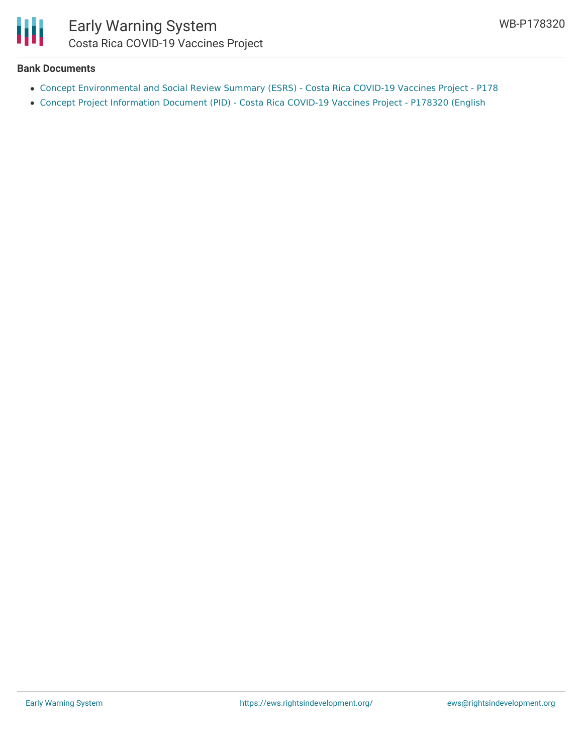**Bank Documents**

- Concept Environmental and Social Review Summary (ESRS) - Costa Rica COVID-19 Vaccines Project - P178
- Concept Project Information Document (PID) - Costa Rica COVID-19 Vaccines Project - P178320 (English